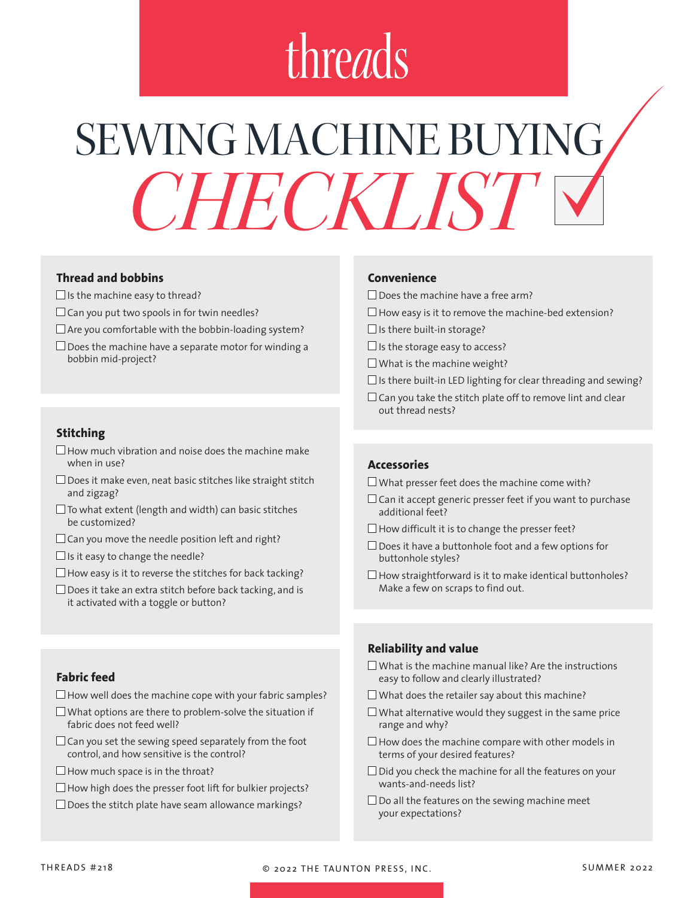threads

# SEWING MACHINE BUYING *CHECKLIST*

### Thread and bobbins

- ☐ Is the machine easy to thread?
- ☐ Can you put two spools in for twin needles?
- ☐ Are you comfortable with the bobbin-loading system?
- ☐ Does the machine have a separate motor for winding a bobbin mid-project?

### Stitching

- ☐ How much vibration and noise does the machine make when in use?
- ☐ Does it make even, neat basic stitches like straight stitch and zigzag?
- ☐ To what extent (length and width) can basic stitches be customized?
- ☐ Can you move the needle position left and right?
- ☐ Is it easy to change the needle?
- ☐ How easy is it to reverse the stitches for back tacking?
- ☐ Does it take an extra stitch before back tacking, and is it activated with a toggle or button?

### Fabric feed

- ☐ How well does the machine cope with your fabric samples?
- ☐ What options are there to problem-solve the situation if fabric does not feed well?
- ☐ Can you set the sewing speed separately from the foot control, and how sensitive is the control?
- ☐ How much space is in the throat?
- ☐ How high does the presser foot lift for bulkier projects?
- ☐ Does the stitch plate have seam allowance markings?

### Convenience

- ☐ Does the machine have a free arm?
- ☐ How easy is it to remove the machine-bed extension?
- ☐ Is there built-in storage?
- ☐ Is the storage easy to access?
- ☐ What is the machine weight?
- ☐ Is there built-in LED lighting for clear threading and sewing?
- ☐ Can you take the stitch plate off to remove lint and clear out thread nests?

### Accessories

- ☐ What presser feet does the machine come with?
- ☐ Can it accept generic presser feet if you want to purchase additional feet?
- ☐ How difficult it is to change the presser feet?
- ☐ Does it have a buttonhole foot and a few options for buttonhole styles?
- ☐ How straightforward is it to make identical buttonholes? Make a few on scraps to find out.

### Reliability and value

- ☐ What is the machine manual like? Are the instructions easy to follow and clearly illustrated?
- ☐ What does the retailer say about this machine?
- ☐ What alternative would they suggest in the same price range and why?
- ☐ How does the machine compare with other models in terms of your desired features?
- ☐ Did you check the machine for all the features on your wants-and-needs list?
- ☐ Do all the features on the sewing machine meet your expectations?

© 2022 THE TAUNTON PRESS, INC.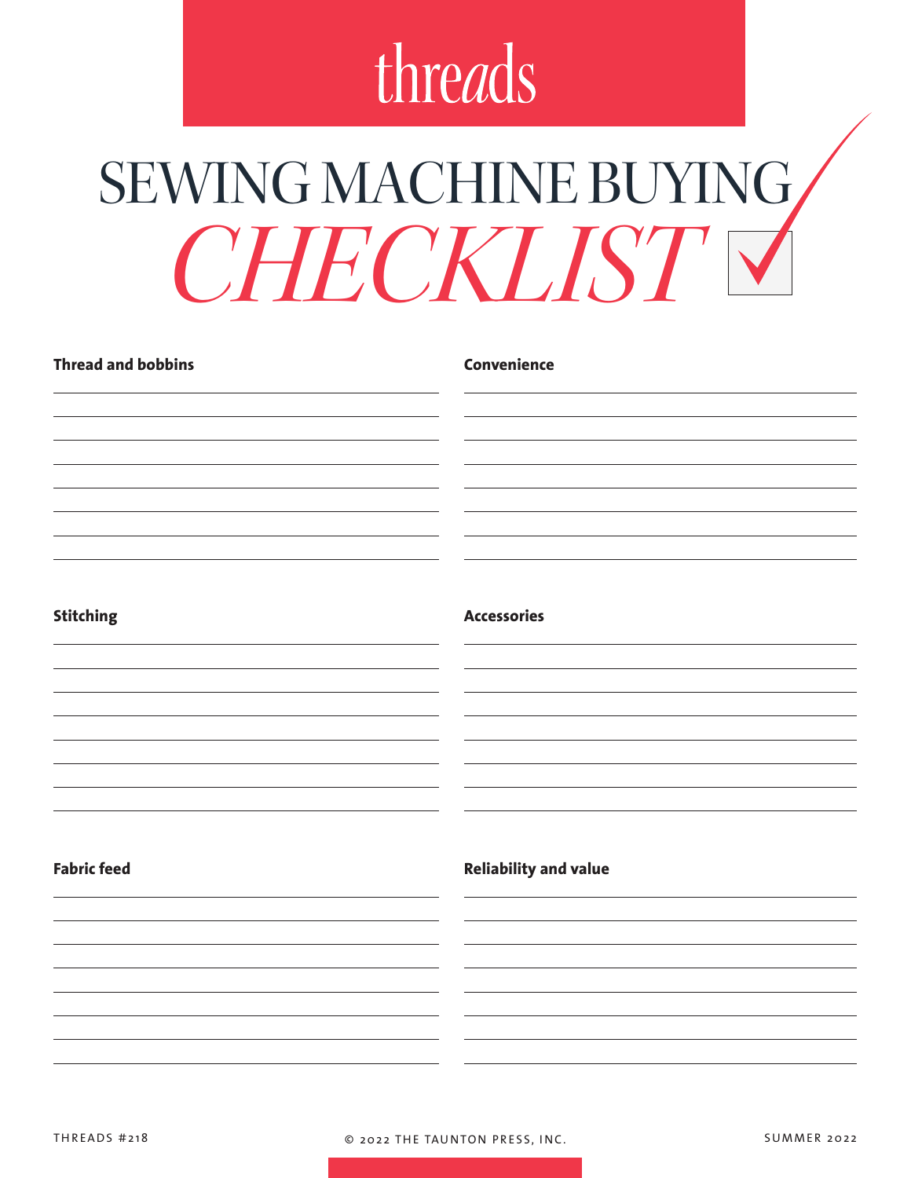threads

# SEWING MACHINE BUYING *CHECKLIST*

**Thread and bobbins**

**Convenience**

**Stitching**

**Accessories**

**Fabric feed**

**Reliability and value**

© 2022 THE TAUNTON PRESS, INC.